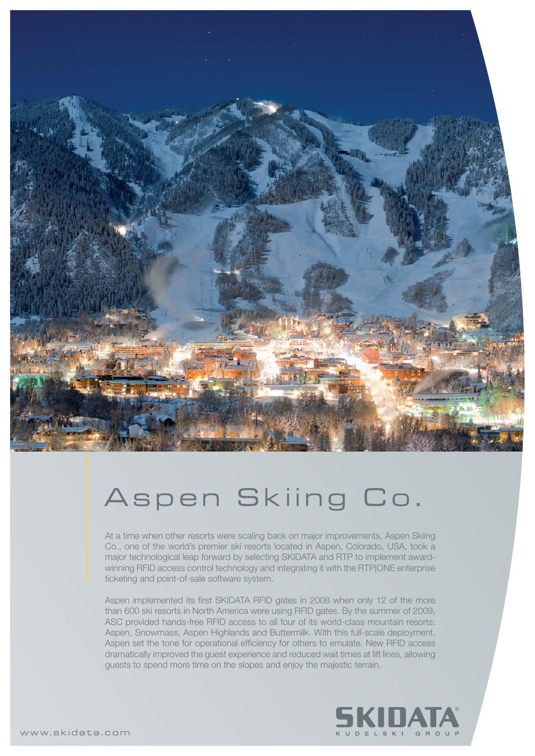# Aspen Skiing Co.

At a time when other resorts were scaling back on major improvements, Aspen Skiing Co., one of the world's premier ski resorts located in Aspen, Colorado, USA, took a major technological leap forward by selecting SKIDATA and RTP to implement award-winning RFID access control technology and integrating it with the RTP|ONE enterprise ticketing and point-of-sale software system.

Aspen implemented its first SKIDATA RFID gates in 2008 when only 12 of the more than 600 ski resorts in North America were using RFID gates. By the summer of 2009, ASC provided hands-free RFID access to all four of its world-class mountain resorts: Aspen, Snowmass, Aspen Highlands and Buttermilk. With this full-scale deployment, Aspen set the tone for operational efficiency for others to emulate. New RFID access dramatically improved the guest experience and reduced wait times at lift lines, allowing guests to spend more time on the slopes and enjoy the majestic terrain.

SKIDATA®
KUDELSKI GROUP

www.skidata.com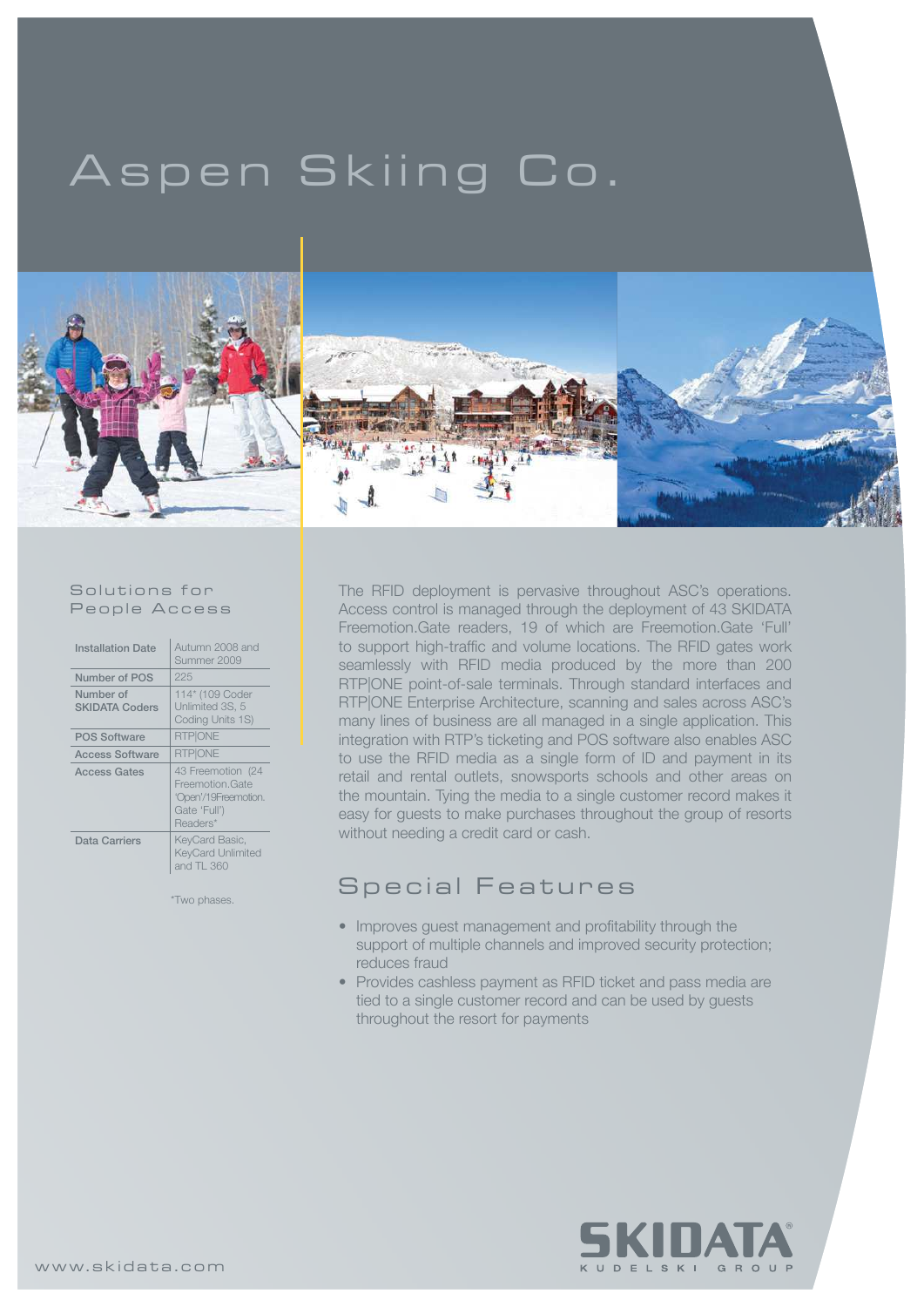# Aspen Skiing Co.

## Solutions for People Access

| | |
|---|---|
| Installation Date | Autumn 2008 and Summer 2009 |
| Number of POS | 225 |
| Number of SKIDATA Coders | 114* (109 Coder Unlimited 3S, 5 Coding Units 1S) |
| POS Software | RTP\|ONE |
| Access Software | RTP\|ONE |
| Access Gates | 43 Freemotion (24 Freemotion.Gate 'Open'/19Freemotion. Gate 'Full') Readers* |
| Data Carriers | KeyCard Basic, KeyCard Unlimited and TL 360 |

*Two phases.

The RFID deployment is pervasive throughout ASC's operations. Access control is managed through the deployment of 43 SKIDATA Freemotion.Gate readers, 19 of which are Freemotion.Gate 'Full' to support high-traffic and volume locations. The RFID gates work seamlessly with RFID media produced by the more than 200 RTP|ONE point-of-sale terminals. Through standard interfaces and RTP|ONE Enterprise Architecture, scanning and sales across ASC's many lines of business are all managed in a single application. This integration with RTP's ticketing and POS software also enables ASC to use the RFID media as a single form of ID and payment in its retail and rental outlets, snowsports schools and other areas on the mountain. Tying the media to a single customer record makes it easy for guests to make purchases throughout the group of resorts without needing a credit card or cash.

## Special Features

- Improves guest management and profitability through the support of multiple channels and improved security protection; reduces fraud
- Provides cashless payment as RFID ticket and pass media are tied to a single customer record and can be used by guests throughout the resort for payments

www.skidata.com

SKIDATA KUDELSKI GROUP